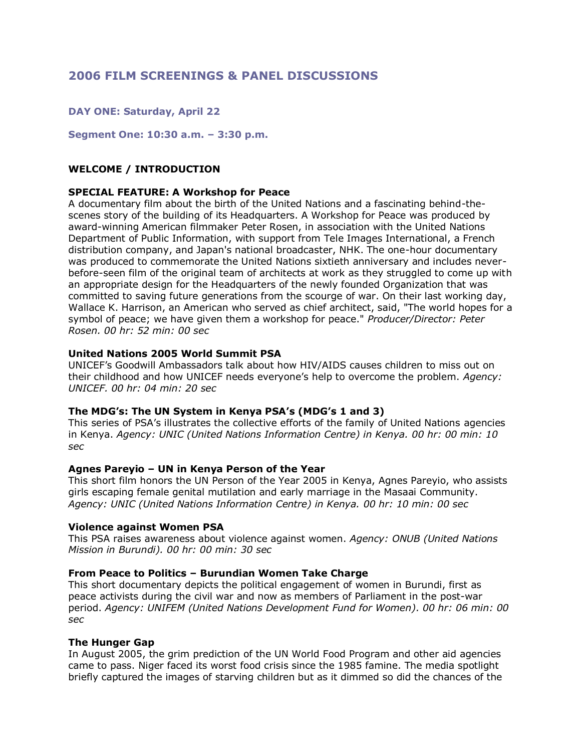# 2006 FILM SCREENINGS & PANEL DISCUSSIONS

## DAY ONE: Saturday, April 22

### Segment One: 10:30 a.m. – 3:30 p.m.

**WELCOME / INTRODUCTION**

**SPECIAL FEATURE: A Workshop for Peace**
A documentary film about the birth of the United Nations and a fascinating behind-the-scenes story of the building of its Headquarters. A Workshop for Peace was produced by award-winning American filmmaker Peter Rosen, in association with the United Nations Department of Public Information, with support from Tele Images International, a French distribution company, and Japan's national broadcaster, NHK. The one-hour documentary was produced to commemorate the United Nations sixtieth anniversary and includes never-before-seen film of the original team of architects at work as they struggled to come up with an appropriate design for the Headquarters of the newly founded Organization that was committed to saving future generations from the scourge of war. On their last working day, Wallace K. Harrison, an American who served as chief architect, said, "The world hopes for a symbol of peace; we have given them a workshop for peace." *Producer/Director: Peter Rosen. 00 hr: 52 min: 00 sec*

**United Nations 2005 World Summit PSA**
UNICEF's Goodwill Ambassadors talk about how HIV/AIDS causes children to miss out on their childhood and how UNICEF needs everyone's help to overcome the problem. *Agency: UNICEF. 00 hr: 04 min: 20 sec*

**The MDG's: The UN System in Kenya PSA's (MDG's 1 and 3)**
This series of PSA's illustrates the collective efforts of the family of United Nations agencies in Kenya. *Agency: UNIC (United Nations Information Centre) in Kenya. 00 hr: 00 min: 10 sec*

**Agnes Pareyio – UN in Kenya Person of the Year**
This short film honors the UN Person of the Year 2005 in Kenya, Agnes Pareyio, who assists girls escaping female genital mutilation and early marriage in the Masaai Community. *Agency: UNIC (United Nations Information Centre) in Kenya. 00 hr: 10 min: 00 sec*

**Violence against Women PSA**
This PSA raises awareness about violence against women. *Agency: ONUB (United Nations Mission in Burundi). 00 hr: 00 min: 30 sec*

**From Peace to Politics – Burundian Women Take Charge**
This short documentary depicts the political engagement of women in Burundi, first as peace activists during the civil war and now as members of Parliament in the post-war period. *Agency: UNIFEM (United Nations Development Fund for Women). 00 hr: 06 min: 00 sec*

**The Hunger Gap**
In August 2005, the grim prediction of the UN World Food Program and other aid agencies came to pass. Niger faced its worst food crisis since the 1985 famine. The media spotlight briefly captured the images of starving children but as it dimmed so did the chances of the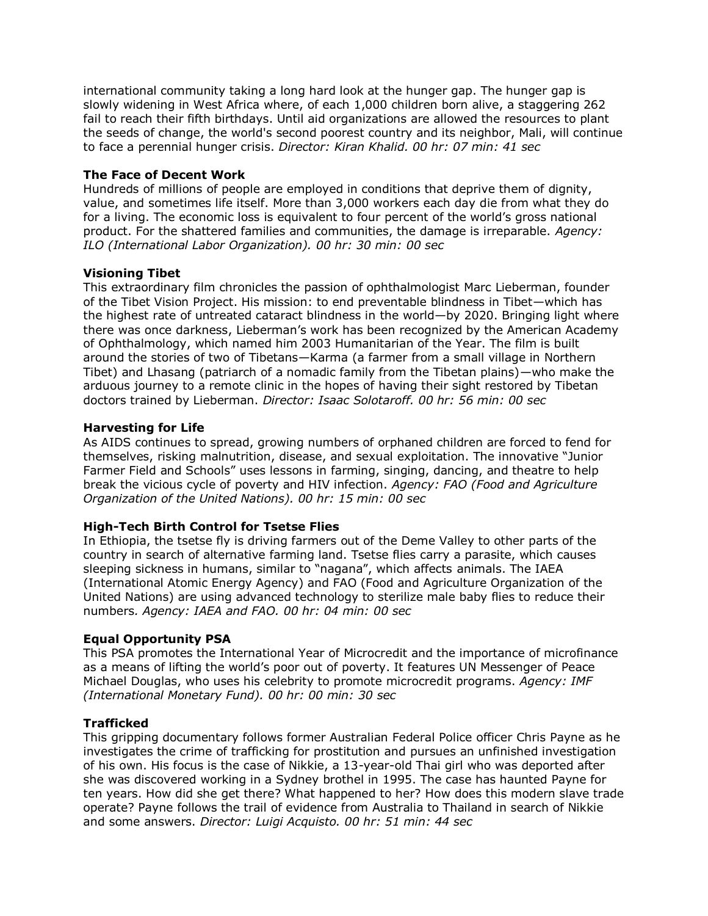international community taking a long hard look at the hunger gap. The hunger gap is slowly widening in West Africa where, of each 1,000 children born alive, a staggering 262 fail to reach their fifth birthdays. Until aid organizations are allowed the resources to plant the seeds of change, the world's second poorest country and its neighbor, Mali, will continue to face a perennial hunger crisis. *Director: Kiran Khalid. 00 hr: 07 min: 41 sec*

**The Face of Decent Work**

Hundreds of millions of people are employed in conditions that deprive them of dignity, value, and sometimes life itself. More than 3,000 workers each day die from what they do for a living. The economic loss is equivalent to four percent of the world's gross national product. For the shattered families and communities, the damage is irreparable. *Agency: ILO (International Labor Organization). 00 hr: 30 min: 00 sec*

**Visioning Tibet**

This extraordinary film chronicles the passion of ophthalmologist Marc Lieberman, founder of the Tibet Vision Project. His mission: to end preventable blindness in Tibet—which has the highest rate of untreated cataract blindness in the world—by 2020. Bringing light where there was once darkness, Lieberman's work has been recognized by the American Academy of Ophthalmology, which named him 2003 Humanitarian of the Year. The film is built around the stories of two of Tibetans—Karma (a farmer from a small village in Northern Tibet) and Lhasang (patriarch of a nomadic family from the Tibetan plains)—who make the arduous journey to a remote clinic in the hopes of having their sight restored by Tibetan doctors trained by Lieberman. *Director: Isaac Solotaroff. 00 hr: 56 min: 00 sec*

**Harvesting for Life**

As AIDS continues to spread, growing numbers of orphaned children are forced to fend for themselves, risking malnutrition, disease, and sexual exploitation. The innovative "Junior Farmer Field and Schools" uses lessons in farming, singing, dancing, and theatre to help break the vicious cycle of poverty and HIV infection. *Agency: FAO (Food and Agriculture Organization of the United Nations). 00 hr: 15 min: 00 sec*

**High-Tech Birth Control for Tsetse Flies**

In Ethiopia, the tsetse fly is driving farmers out of the Deme Valley to other parts of the country in search of alternative farming land. Tsetse flies carry a parasite, which causes sleeping sickness in humans, similar to "nagana", which affects animals. The IAEA (International Atomic Energy Agency) and FAO (Food and Agriculture Organization of the United Nations) are using advanced technology to sterilize male baby flies to reduce their numbers. *Agency: IAEA and FAO. 00 hr: 04 min: 00 sec*

**Equal Opportunity PSA**

This PSA promotes the International Year of Microcredit and the importance of microfinance as a means of lifting the world's poor out of poverty. It features UN Messenger of Peace Michael Douglas, who uses his celebrity to promote microcredit programs. *Agency: IMF (International Monetary Fund). 00 hr: 00 min: 30 sec*

**Trafficked**

This gripping documentary follows former Australian Federal Police officer Chris Payne as he investigates the crime of trafficking for prostitution and pursues an unfinished investigation of his own. His focus is the case of Nikkie, a 13-year-old Thai girl who was deported after she was discovered working in a Sydney brothel in 1995. The case has haunted Payne for ten years. How did she get there? What happened to her? How does this modern slave trade operate? Payne follows the trail of evidence from Australia to Thailand in search of Nikkie and some answers. *Director: Luigi Acquisto. 00 hr: 51 min: 44 sec*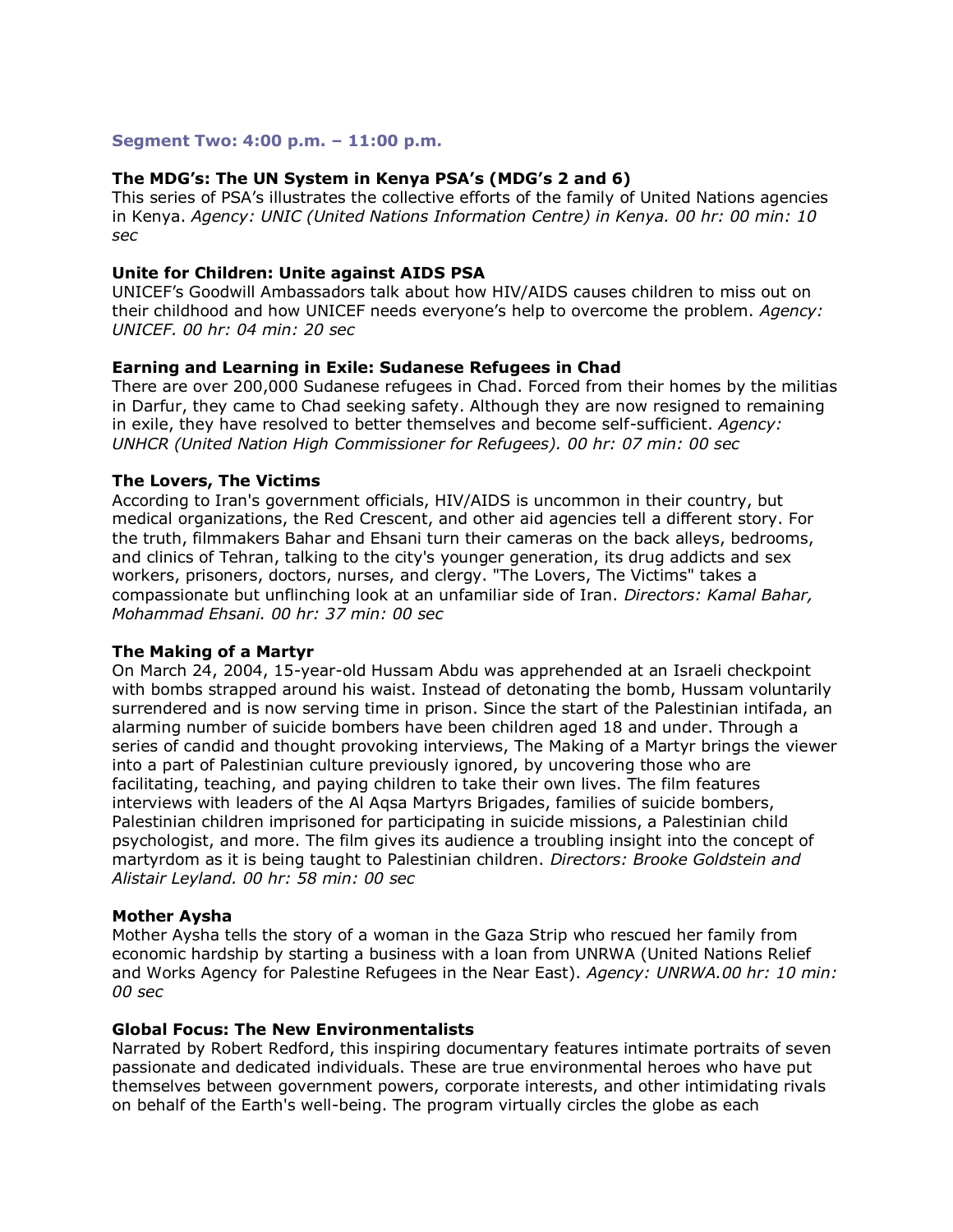### Segment Two: 4:00 p.m. – 11:00 p.m.

**The MDG's: The UN System in Kenya PSA's (MDG's 2 and 6)**
This series of PSA's illustrates the collective efforts of the family of United Nations agencies in Kenya. *Agency: UNIC (United Nations Information Centre) in Kenya. 00 hr: 00 min: 10 sec*

**Unite for Children: Unite against AIDS PSA**
UNICEF's Goodwill Ambassadors talk about how HIV/AIDS causes children to miss out on their childhood and how UNICEF needs everyone's help to overcome the problem. *Agency: UNICEF. 00 hr: 04 min: 20 sec*

**Earning and Learning in Exile: Sudanese Refugees in Chad**
There are over 200,000 Sudanese refugees in Chad. Forced from their homes by the militias in Darfur, they came to Chad seeking safety. Although they are now resigned to remaining in exile, they have resolved to better themselves and become self-sufficient. *Agency: UNHCR (United Nation High Commissioner for Refugees). 00 hr: 07 min: 00 sec*

**The Lovers, The Victims**
According to Iran's government officials, HIV/AIDS is uncommon in their country, but medical organizations, the Red Crescent, and other aid agencies tell a different story. For the truth, filmmakers Bahar and Ehsani turn their cameras on the back alleys, bedrooms, and clinics of Tehran, talking to the city's younger generation, its drug addicts and sex workers, prisoners, doctors, nurses, and clergy. "The Lovers, The Victims" takes a compassionate but unflinching look at an unfamiliar side of Iran. *Directors: Kamal Bahar, Mohammad Ehsani. 00 hr: 37 min: 00 sec*

**The Making of a Martyr**
On March 24, 2004, 15-year-old Hussam Abdu was apprehended at an Israeli checkpoint with bombs strapped around his waist. Instead of detonating the bomb, Hussam voluntarily surrendered and is now serving time in prison. Since the start of the Palestinian intifada, an alarming number of suicide bombers have been children aged 18 and under. Through a series of candid and thought provoking interviews, The Making of a Martyr brings the viewer into a part of Palestinian culture previously ignored, by uncovering those who are facilitating, teaching, and paying children to take their own lives. The film features interviews with leaders of the Al Aqsa Martyrs Brigades, families of suicide bombers, Palestinian children imprisoned for participating in suicide missions, a Palestinian child psychologist, and more. The film gives its audience a troubling insight into the concept of martyrdom as it is being taught to Palestinian children. *Directors: Brooke Goldstein and Alistair Leyland. 00 hr: 58 min: 00 sec*

**Mother Aysha**
Mother Aysha tells the story of a woman in the Gaza Strip who rescued her family from economic hardship by starting a business with a loan from UNRWA (United Nations Relief and Works Agency for Palestine Refugees in the Near East). *Agency: UNRWA.00 hr: 10 min: 00 sec*

**Global Focus: The New Environmentalists**
Narrated by Robert Redford, this inspiring documentary features intimate portraits of seven passionate and dedicated individuals. These are true environmental heroes who have put themselves between government powers, corporate interests, and other intimidating rivals on behalf of the Earth's well-being. The program virtually circles the globe as each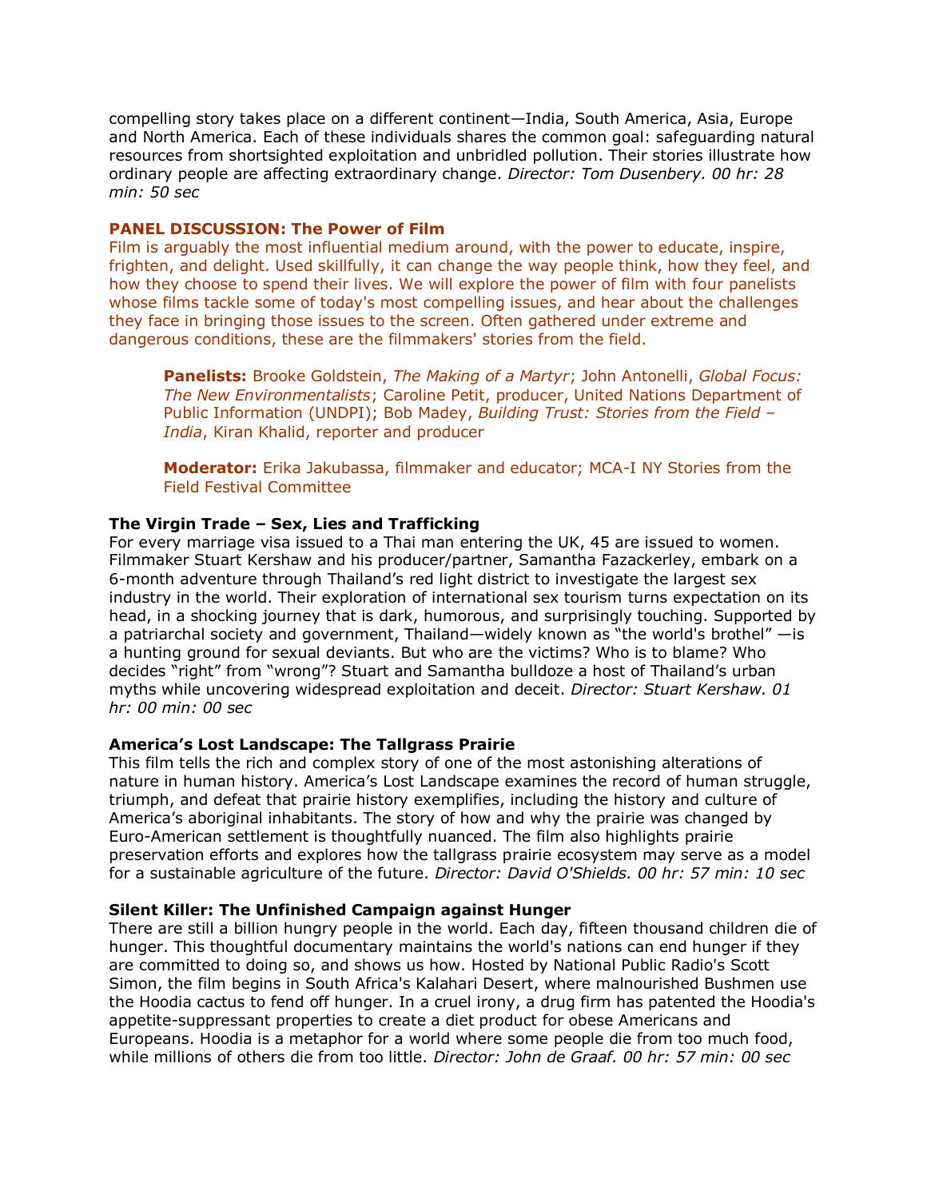compelling story takes place on a different continent—India, South America, Asia, Europe and North America. Each of these individuals shares the common goal: safeguarding natural resources from shortsighted exploitation and unbridled pollution. Their stories illustrate how ordinary people are affecting extraordinary change. *Director: Tom Dusenbery. 00 hr: 28 min: 50 sec*

**PANEL DISCUSSION: The Power of Film**

Film is arguably the most influential medium around, with the power to educate, inspire, frighten, and delight. Used skillfully, it can change the way people think, how they feel, and how they choose to spend their lives. We will explore the power of film with four panelists whose films tackle some of today's most compelling issues, and hear about the challenges they face in bringing those issues to the screen. Often gathered under extreme and dangerous conditions, these are the filmmakers' stories from the field.

> **Panelists:** Brooke Goldstein, *The Making of a Martyr*; John Antonelli, *Global Focus: The New Environmentalists*; Caroline Petit, producer, United Nations Department of Public Information (UNDPI); Bob Madey, *Building Trust: Stories from the Field – India*, Kiran Khalid, reporter and producer
>
> **Moderator:** Erika Jakubassa, filmmaker and educator; MCA-I NY Stories from the Field Festival Committee

**The Virgin Trade – Sex, Lies and Trafficking**

For every marriage visa issued to a Thai man entering the UK, 45 are issued to women. Filmmaker Stuart Kershaw and his producer/partner, Samantha Fazackerley, embark on a 6-month adventure through Thailand's red light district to investigate the largest sex industry in the world. Their exploration of international sex tourism turns expectation on its head, in a shocking journey that is dark, humorous, and surprisingly touching. Supported by a patriarchal society and government, Thailand—widely known as "the world's brothel" —is a hunting ground for sexual deviants. But who are the victims? Who is to blame? Who decides "right" from "wrong"? Stuart and Samantha bulldoze a host of Thailand's urban myths while uncovering widespread exploitation and deceit. *Director: Stuart Kershaw. 01 hr: 00 min: 00 sec*

**America's Lost Landscape: The Tallgrass Prairie**

This film tells the rich and complex story of one of the most astonishing alterations of nature in human history. America's Lost Landscape examines the record of human struggle, triumph, and defeat that prairie history exemplifies, including the history and culture of America's aboriginal inhabitants. The story of how and why the prairie was changed by Euro-American settlement is thoughtfully nuanced. The film also highlights prairie preservation efforts and explores how the tallgrass prairie ecosystem may serve as a model for a sustainable agriculture of the future. *Director: David O'Shields. 00 hr: 57 min: 10 sec*

**Silent Killer: The Unfinished Campaign against Hunger**

There are still a billion hungry people in the world. Each day, fifteen thousand children die of hunger. This thoughtful documentary maintains the world's nations can end hunger if they are committed to doing so, and shows us how. Hosted by National Public Radio's Scott Simon, the film begins in South Africa's Kalahari Desert, where malnourished Bushmen use the Hoodia cactus to fend off hunger. In a cruel irony, a drug firm has patented the Hoodia's appetite-suppressant properties to create a diet product for obese Americans and Europeans. Hoodia is a metaphor for a world where some people die from too much food, while millions of others die from too little. *Director: John de Graaf. 00 hr: 57 min: 00 sec*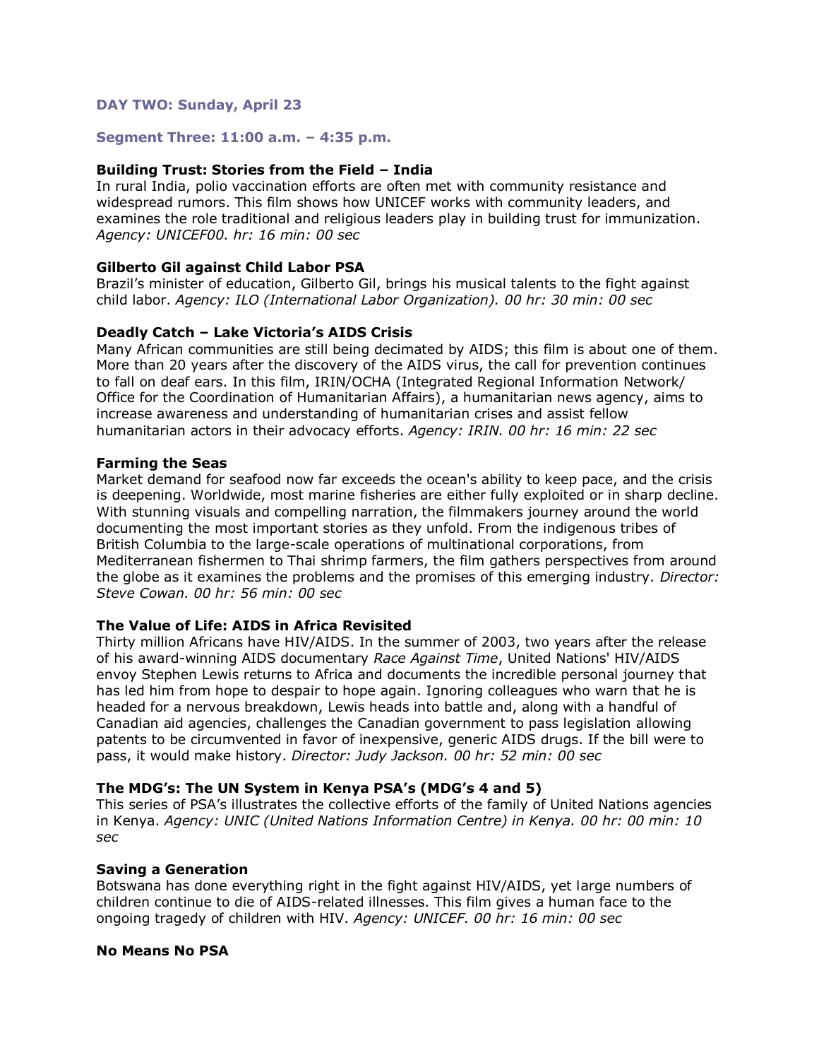### DAY TWO: Sunday, April 23

### Segment Three: 11:00 a.m. – 4:35 p.m.

**Building Trust: Stories from the Field – India**
In rural India, polio vaccination efforts are often met with community resistance and widespread rumors. This film shows how UNICEF works with community leaders, and examines the role traditional and religious leaders play in building trust for immunization. *Agency: UNICEF00. hr: 16 min: 00 sec*

**Gilberto Gil against Child Labor PSA**
Brazil's minister of education, Gilberto Gil, brings his musical talents to the fight against child labor. *Agency: ILO (International Labor Organization). 00 hr: 30 min: 00 sec*

**Deadly Catch – Lake Victoria's AIDS Crisis**
Many African communities are still being decimated by AIDS; this film is about one of them. More than 20 years after the discovery of the AIDS virus, the call for prevention continues to fall on deaf ears. In this film, IRIN/OCHA (Integrated Regional Information Network/ Office for the Coordination of Humanitarian Affairs), a humanitarian news agency, aims to increase awareness and understanding of humanitarian crises and assist fellow humanitarian actors in their advocacy efforts. *Agency: IRIN. 00 hr: 16 min: 22 sec*

**Farming the Seas**
Market demand for seafood now far exceeds the ocean's ability to keep pace, and the crisis is deepening. Worldwide, most marine fisheries are either fully exploited or in sharp decline. With stunning visuals and compelling narration, the filmmakers journey around the world documenting the most important stories as they unfold. From the indigenous tribes of British Columbia to the large-scale operations of multinational corporations, from Mediterranean fishermen to Thai shrimp farmers, the film gathers perspectives from around the globe as it examines the problems and the promises of this emerging industry. *Director: Steve Cowan. 00 hr: 56 min: 00 sec*

**The Value of Life: AIDS in Africa Revisited**
Thirty million Africans have HIV/AIDS. In the summer of 2003, two years after the release of his award-winning AIDS documentary *Race Against Time*, United Nations' HIV/AIDS envoy Stephen Lewis returns to Africa and documents the incredible personal journey that has led him from hope to despair to hope again. Ignoring colleagues who warn that he is headed for a nervous breakdown, Lewis heads into battle and, along with a handful of Canadian aid agencies, challenges the Canadian government to pass legislation allowing patents to be circumvented in favor of inexpensive, generic AIDS drugs. If the bill were to pass, it would make history. *Director: Judy Jackson. 00 hr: 52 min: 00 sec*

**The MDG's: The UN System in Kenya PSA's (MDG's 4 and 5)**
This series of PSA's illustrates the collective efforts of the family of United Nations agencies in Kenya. *Agency: UNIC (United Nations Information Centre) in Kenya. 00 hr: 00 min: 10 sec*

**Saving a Generation**
Botswana has done everything right in the fight against HIV/AIDS, yet large numbers of children continue to die of AIDS-related illnesses. This film gives a human face to the ongoing tragedy of children with HIV. *Agency: UNICEF. 00 hr: 16 min: 00 sec*

**No Means No PSA**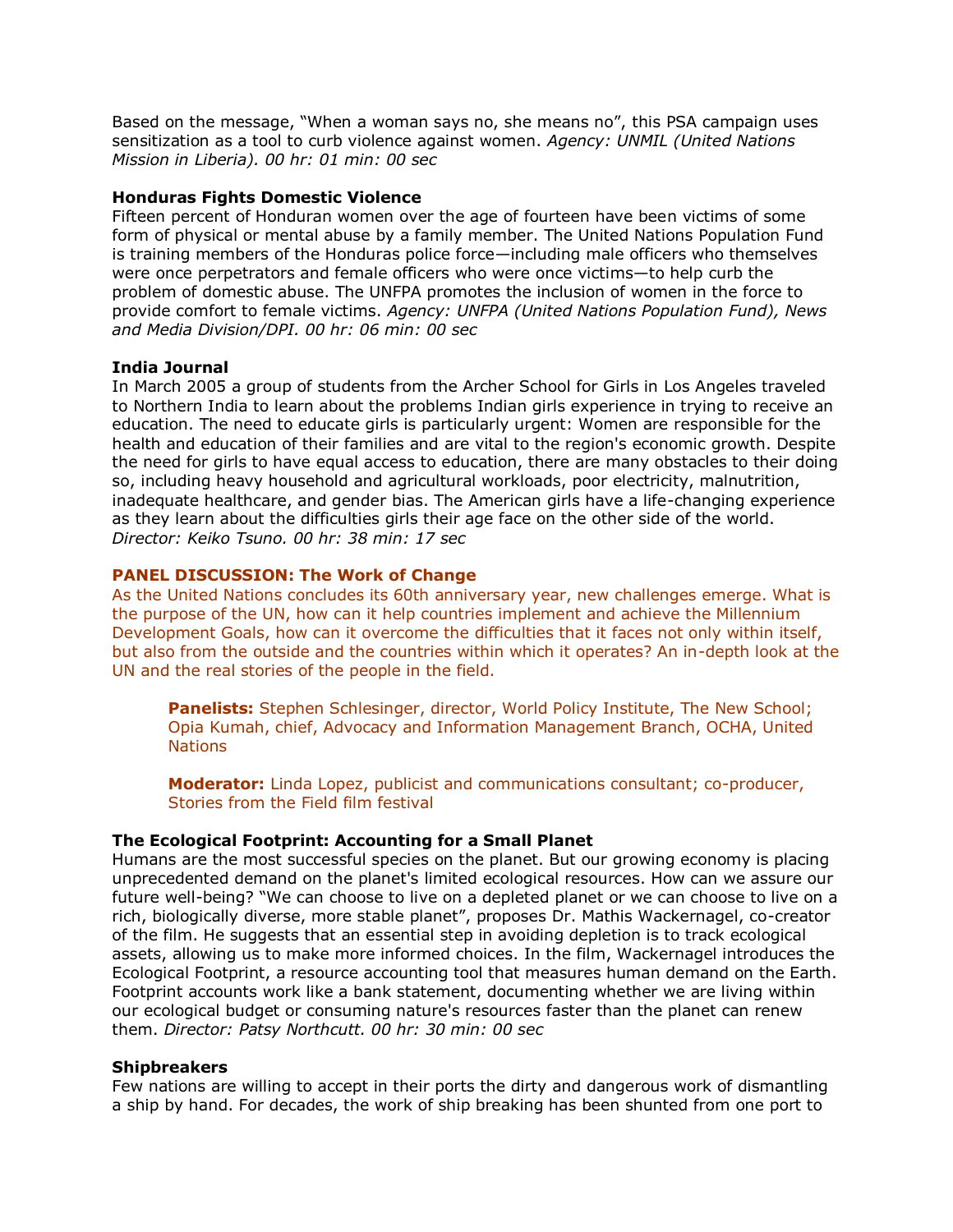Based on the message, “When a woman says no, she means no”, this PSA campaign uses sensitization as a tool to curb violence against women. *Agency: UNMIL (United Nations Mission in Liberia). 00 hr: 01 min: 00 sec*

**Honduras Fights Domestic Violence**
Fifteen percent of Honduran women over the age of fourteen have been victims of some form of physical or mental abuse by a family member. The United Nations Population Fund is training members of the Honduras police force—including male officers who themselves were once perpetrators and female officers who were once victims—to help curb the problem of domestic abuse. The UNFPA promotes the inclusion of women in the force to provide comfort to female victims. *Agency: UNFPA (United Nations Population Fund), News and Media Division/DPI. 00 hr: 06 min: 00 sec*

**India Journal**
In March 2005 a group of students from the Archer School for Girls in Los Angeles traveled to Northern India to learn about the problems Indian girls experience in trying to receive an education. The need to educate girls is particularly urgent: Women are responsible for the health and education of their families and are vital to the region's economic growth. Despite the need for girls to have equal access to education, there are many obstacles to their doing so, including heavy household and agricultural workloads, poor electricity, malnutrition, inadequate healthcare, and gender bias. The American girls have a life-changing experience as they learn about the difficulties girls their age face on the other side of the world. *Director: Keiko Tsuno. 00 hr: 38 min: 17 sec*

**PANEL DISCUSSION: The Work of Change**
As the United Nations concludes its 60th anniversary year, new challenges emerge. What is the purpose of the UN, how can it help countries implement and achieve the Millennium Development Goals, how can it overcome the difficulties that it faces not only within itself, but also from the outside and the countries within which it operates? An in-depth look at the UN and the real stories of the people in the field.

> **Panelists:** Stephen Schlesinger, director, World Policy Institute, The New School; Opia Kumah, chief, Advocacy and Information Management Branch, OCHA, United Nations
>
> **Moderator:** Linda Lopez, publicist and communications consultant; co-producer, Stories from the Field film festival

**The Ecological Footprint: Accounting for a Small Planet**
Humans are the most successful species on the planet. But our growing economy is placing unprecedented demand on the planet's limited ecological resources. How can we assure our future well-being? “We can choose to live on a depleted planet or we can choose to live on a rich, biologically diverse, more stable planet”, proposes Dr. Mathis Wackernagel, co-creator of the film. He suggests that an essential step in avoiding depletion is to track ecological assets, allowing us to make more informed choices. In the film, Wackernagel introduces the Ecological Footprint, a resource accounting tool that measures human demand on the Earth. Footprint accounts work like a bank statement, documenting whether we are living within our ecological budget or consuming nature's resources faster than the planet can renew them. *Director: Patsy Northcutt. 00 hr: 30 min: 00 sec*

**Shipbreakers**
Few nations are willing to accept in their ports the dirty and dangerous work of dismantling a ship by hand. For decades, the work of ship breaking has been shunted from one port to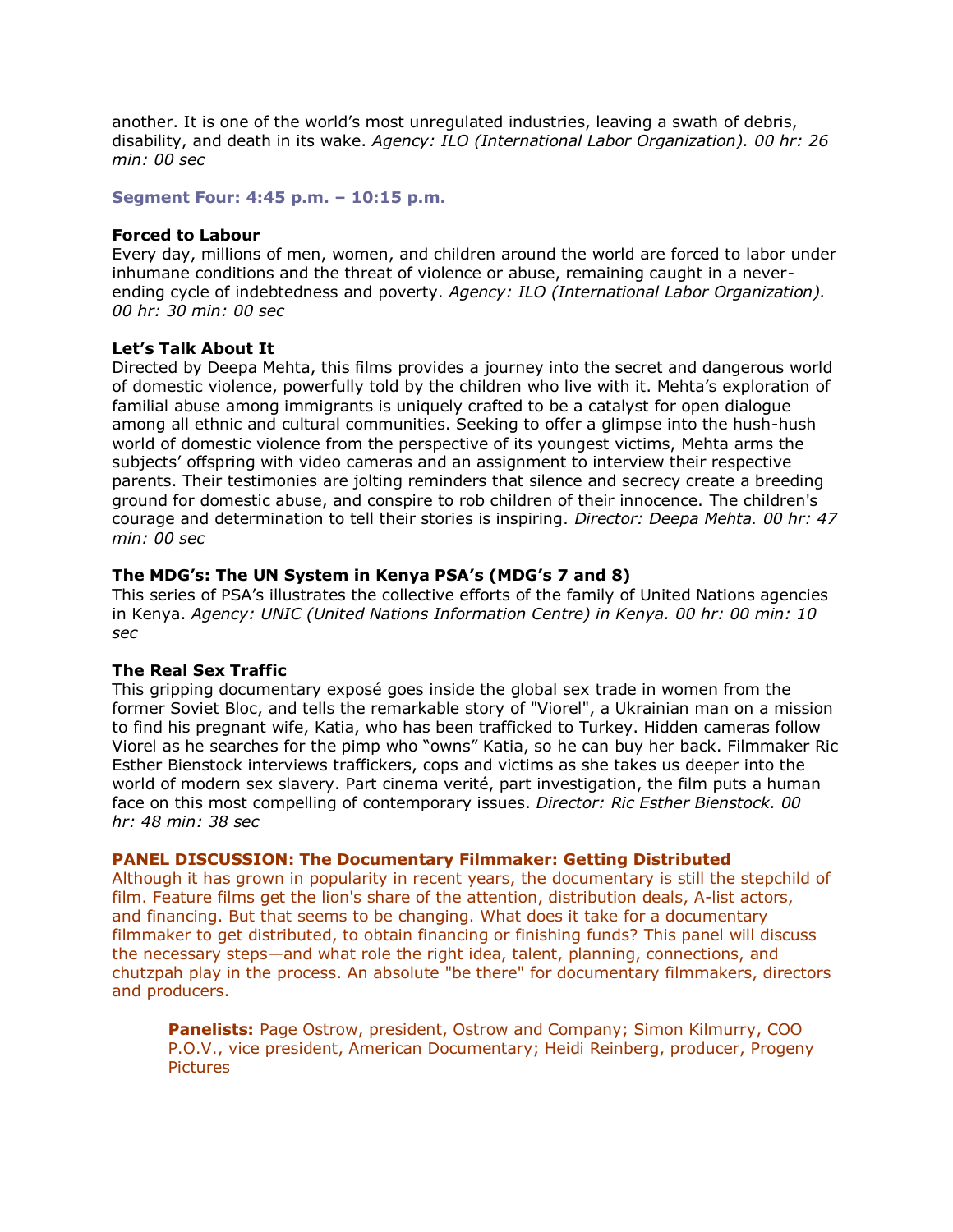another. It is one of the world's most unregulated industries, leaving a swath of debris, disability, and death in its wake. *Agency: ILO (International Labor Organization). 00 hr: 26 min: 00 sec*

### Segment Four: 4:45 p.m. – 10:15 p.m.

**Forced to Labour**
Every day, millions of men, women, and children around the world are forced to labor under inhumane conditions and the threat of violence or abuse, remaining caught in a never-ending cycle of indebtedness and poverty. *Agency: ILO (International Labor Organization). 00 hr: 30 min: 00 sec*

**Let's Talk About It**
Directed by Deepa Mehta, this films provides a journey into the secret and dangerous world of domestic violence, powerfully told by the children who live with it. Mehta's exploration of familial abuse among immigrants is uniquely crafted to be a catalyst for open dialogue among all ethnic and cultural communities. Seeking to offer a glimpse into the hush-hush world of domestic violence from the perspective of its youngest victims, Mehta arms the subjects' offspring with video cameras and an assignment to interview their respective parents. Their testimonies are jolting reminders that silence and secrecy create a breeding ground for domestic abuse, and conspire to rob children of their innocence. The children's courage and determination to tell their stories is inspiring. *Director: Deepa Mehta. 00 hr: 47 min: 00 sec*

**The MDG's: The UN System in Kenya PSA's (MDG's 7 and 8)**
This series of PSA's illustrates the collective efforts of the family of United Nations agencies in Kenya. *Agency: UNIC (United Nations Information Centre) in Kenya. 00 hr: 00 min: 10 sec*

**The Real Sex Traffic**
This gripping documentary exposé goes inside the global sex trade in women from the former Soviet Bloc, and tells the remarkable story of "Viorel", a Ukrainian man on a mission to find his pregnant wife, Katia, who has been trafficked to Turkey. Hidden cameras follow Viorel as he searches for the pimp who "owns" Katia, so he can buy her back. Filmmaker Ric Esther Bienstock interviews traffickers, cops and victims as she takes us deeper into the world of modern sex slavery. Part cinema verité, part investigation, the film puts a human face on this most compelling of contemporary issues. *Director: Ric Esther Bienstock. 00 hr: 48 min: 38 sec*

**PANEL DISCUSSION: The Documentary Filmmaker: Getting Distributed**
Although it has grown in popularity in recent years, the documentary is still the stepchild of film. Feature films get the lion's share of the attention, distribution deals, A-list actors, and financing. But that seems to be changing. What does it take for a documentary filmmaker to get distributed, to obtain financing or finishing funds? This panel will discuss the necessary steps—and what role the right idea, talent, planning, connections, and chutzpah play in the process. An absolute "be there" for documentary filmmakers, directors and producers.

> **Panelists:** Page Ostrow, president, Ostrow and Company; Simon Kilmurry, COO P.O.V., vice president, American Documentary; Heidi Reinberg, producer, Progeny Pictures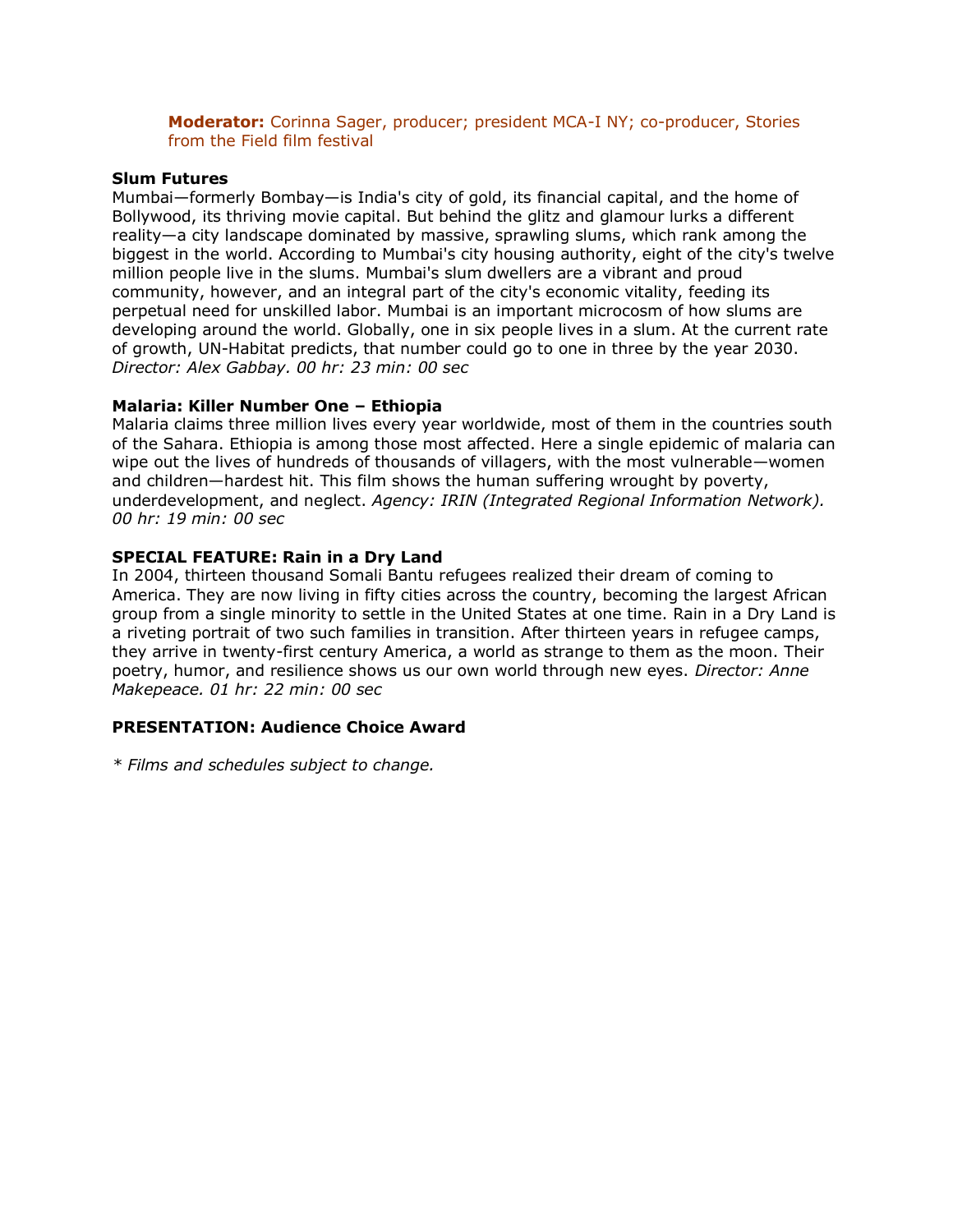**Moderator:** Corinna Sager, producer; president MCA-I NY; co-producer, Stories from the Field film festival

**Slum Futures**
Mumbai—formerly Bombay—is India's city of gold, its financial capital, and the home of Bollywood, its thriving movie capital. But behind the glitz and glamour lurks a different reality—a city landscape dominated by massive, sprawling slums, which rank among the biggest in the world. According to Mumbai's city housing authority, eight of the city's twelve million people live in the slums. Mumbai's slum dwellers are a vibrant and proud community, however, and an integral part of the city's economic vitality, feeding its perpetual need for unskilled labor. Mumbai is an important microcosm of how slums are developing around the world. Globally, one in six people lives in a slum. At the current rate of growth, UN-Habitat predicts, that number could go to one in three by the year 2030. *Director: Alex Gabbay. 00 hr: 23 min: 00 sec*

**Malaria: Killer Number One – Ethiopia**
Malaria claims three million lives every year worldwide, most of them in the countries south of the Sahara. Ethiopia is among those most affected. Here a single epidemic of malaria can wipe out the lives of hundreds of thousands of villagers, with the most vulnerable—women and children—hardest hit. This film shows the human suffering wrought by poverty, underdevelopment, and neglect. *Agency: IRIN (Integrated Regional Information Network). 00 hr: 19 min: 00 sec*

**SPECIAL FEATURE: Rain in a Dry Land**
In 2004, thirteen thousand Somali Bantu refugees realized their dream of coming to America. They are now living in fifty cities across the country, becoming the largest African group from a single minority to settle in the United States at one time. Rain in a Dry Land is a riveting portrait of two such families in transition. After thirteen years in refugee camps, they arrive in twenty-first century America, a world as strange to them as the moon. Their poetry, humor, and resilience shows us our own world through new eyes. *Director: Anne Makepeace. 01 hr: 22 min: 00 sec*

**PRESENTATION: Audience Choice Award**

*\* Films and schedules subject to change.*